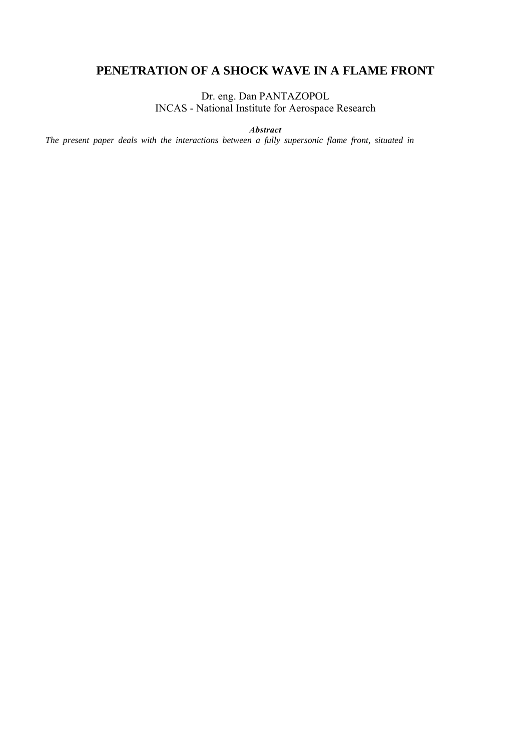# PENETRATION OF A SHOCK WAVE IN A FLAME FRONT

Dr. eng. Dan PANTAZOPOL
INCAS - National Institute for Aerospace Research

***Abstract***

*The present paper deals with the interactions between a fully supersonic flame front, situated in*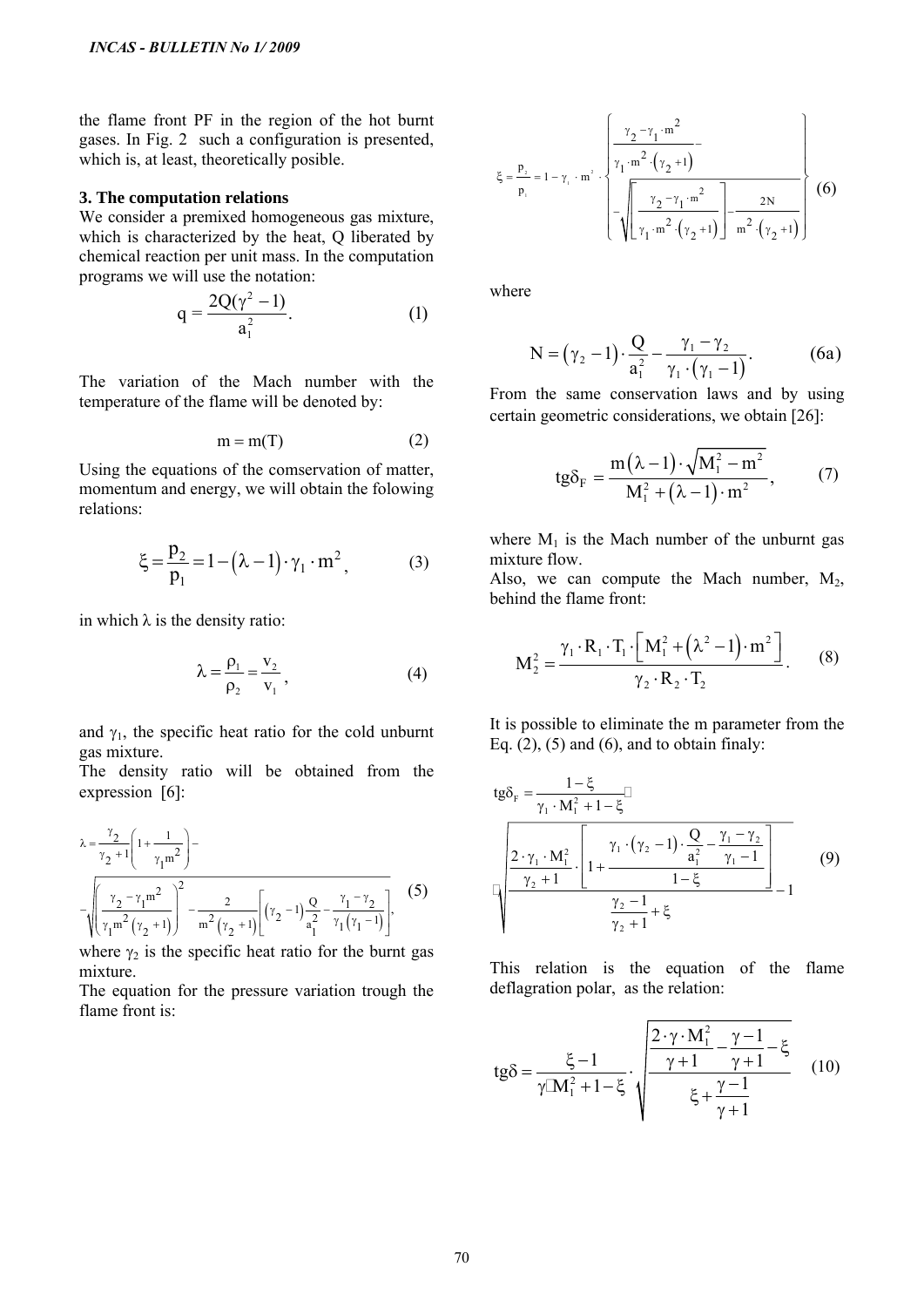the flame front PF in the region of the hot burnt gases. In Fig. 2 such a configuration is presented, which is, at least, theoretically posible.

## 3. The computation relations

We consider a premixed homogeneous gas mixture, which is characterized by the heat, Q liberated by chemical reaction per unit mass. In the computation programs we will use the notation:

$$q = \frac{2Q(\gamma^2 - 1)}{a_1^2}. \qquad (1)$$

The variation of the Mach number with the temperature of the flame will be denoted by:

$$m = m(T) \qquad (2)$$

Using the equations of the comservation of matter, momentum and energy, we will obtain the folowing relations:

$$\xi = \frac{p_2}{p_1} = 1 - (\lambda - 1)\cdot\gamma_1\cdot m^2, \qquad (3)$$

in which λ is the density ratio:

$$\lambda = \frac{\rho_1}{\rho_2} = \frac{v_2}{v_1}, \qquad (4)$$

and $\gamma_1$, the specific heat ratio for the cold unburnt gas mixture.

The density ratio will be obtained from the expression [6]:

$$\lambda = \frac{\gamma_2}{\gamma_2+1}\left(1+\frac{1}{\gamma_1 m^2}\right) - \sqrt{\left(\frac{\gamma_2-\gamma_1 m^2}{\gamma_1 m^2(\gamma_2+1)}\right)^2 - \frac{2}{m^2(\gamma_2+1)}\left[(\gamma_2-1)\frac{Q}{a_1^2} - \frac{\gamma_1-\gamma_2}{\gamma_1(\gamma_1-1)}\right]}, \qquad (5)$$

where $\gamma_2$ is the specific heat ratio for the burnt gas mixture.

The equation for the pressure variation trough the flame front is:

$$\xi = \frac{p_2}{p_1} = 1 - \gamma_1\cdot m^2\cdot\left\{\frac{\gamma_2-\gamma_1\cdot m^2}{\gamma_1\cdot m^2\cdot(\gamma_2+1)} - \sqrt{\left[\frac{\gamma_2-\gamma_1\cdot m^2}{\gamma_1\cdot m^2\cdot(\gamma_2+1)}\right]^2 - \frac{2N}{m^2\cdot(\gamma_2+1)}}\right\} \qquad (6)$$

where

$$N = (\gamma_2-1)\cdot\frac{Q}{a_1^2} - \frac{\gamma_1-\gamma_2}{\gamma_1\cdot(\gamma_1-1)}. \qquad (6a)$$

From the same conservation laws and by using certain geometric considerations, we obtain [26]:

$$tg\delta_F = \frac{m(\lambda-1)\cdot\sqrt{M_1^2-m^2}}{M_1^2+(\lambda-1)\cdot m^2}, \qquad (7)$$

where $M_1$ is the Mach number of the unburnt gas mixture flow.

Also, we can compute the Mach number, $M_2$, behind the flame front:

$$M_2^2 = \frac{\gamma_1\cdot R_1\cdot T_1\cdot\left[M_1^2+(\lambda^2-1)\cdot m^2\right]}{\gamma_2\cdot R_2\cdot T_2}. \qquad (8)$$

It is possible to eliminate the m parameter from the Eq. (2), (5) and (6), and to obtain finaly:

$$tg\delta_F = \frac{1-\xi}{\gamma_1\cdot M_1^2+1-\xi}\cdot\sqrt{\frac{\frac{2\cdot\gamma_1\cdot M_1^2}{\gamma_2+1}\cdot\left[1+\frac{\gamma_1\cdot(\gamma_2-1)\cdot\frac{Q}{a_1^2}-\frac{\gamma_1-\gamma_2}{\gamma_1-1}}{1-\xi}\right]}{\frac{\gamma_2-1}{\gamma_2+1}+\xi}-1} \qquad (9)$$

This relation is the equation of the flame deflagration polar, as the relation:

$$tg\delta = \frac{\xi-1}{\gamma\cdot M_1^2+1-\xi}\cdot\sqrt{\frac{\frac{2\cdot\gamma\cdot M_1^2}{\gamma+1}-\frac{\gamma-1}{\gamma+1}-\xi}{\xi+\frac{\gamma-1}{\gamma+1}}} \qquad (10)$$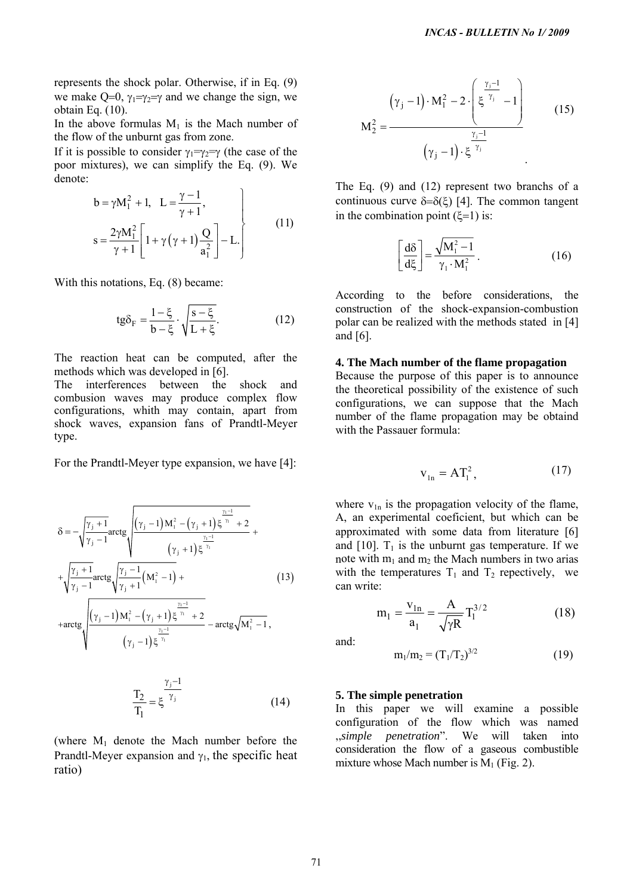represents the shock polar. Otherwise, if in Eq. (9) we make Q=0, $\gamma_1=\gamma_2=\gamma$ and we change the sign, we obtain Eq. (10).

In the above formulas $M_1$ is the Mach number of the flow of the unburnt gas from zone.

If it is possible to consider $\gamma_1=\gamma_2=\gamma$ (the case of the poor mixtures), we can simplify the Eq. (9). We denote:

$$\left.\begin{aligned} & b=\gamma M_1^2+1,\quad L=\frac{\gamma-1}{\gamma+1}, \\ & s=\frac{2\gamma M_1^2}{\gamma+1}\left[1+\gamma\left(\gamma+1\right)\frac{Q}{a_1^2}\right]-L. \end{aligned}\right\} \tag{11}$$

With this notations, Eq. (8) became:

$$\mathrm{tg}\delta_F=\frac{1-\xi}{b-\xi}\cdot\sqrt{\frac{s-\xi}{L+\xi}}. \tag{12}$$

The reaction heat can be computed, after the methods which was developed in [6].

The interferences between the shock and combusion waves may produce complex flow configurations, whith may contain, apart from shock waves, expansion fans of Prandtl-Meyer type.

For the Prandtl-Meyer type expansion, we have [4]:

$$\begin{aligned} \delta= & -\sqrt{\frac{\gamma_j+1}{\gamma_j-1}}\mathrm{arctg}\sqrt{\frac{\left(\gamma_j-1\right)M_1^2-\left(\gamma_j+1\right)\xi^{\frac{\gamma_1-1}{\gamma_1}}+2}{\left(\gamma_j+1\right)\xi^{\frac{\gamma_1-1}{\gamma_1}}}}+ \\ & +\sqrt{\frac{\gamma_j+1}{\gamma_j-1}}\mathrm{arctg}\sqrt{\frac{\gamma_j-1}{\gamma_j+1}\left(M_1^2-1\right)}+ \\ & +\mathrm{arctg}\sqrt{\frac{\left(\gamma_j-1\right)M_1^2-\left(\gamma_j+1\right)\xi^{\frac{\gamma_1-1}{\gamma_1}}+2}{\left(\gamma_j-1\right)\xi^{\frac{\gamma_1-1}{\gamma_1}}}}-\mathrm{arctg}\sqrt{M_1^2-1}, \end{aligned} \tag{13}$$

$$\frac{T_2}{T_1}=\xi^{\frac{\gamma_j-1}{\gamma_j}} \tag{14}$$

(where $M_1$ denote the Mach number before the Prandtl-Meyer expansion and $\gamma_1$, the specific heat ratio)

$$M_2^2=\frac{\left(\gamma_j-1\right)\cdot M_1^2-2\cdot\left(\xi^{\frac{\gamma_j-1}{\gamma_j}}-1\right)}{\left(\gamma_j-1\right)\cdot\xi^{\frac{\gamma_j-1}{\gamma_j}}}. \tag{15}$$

The Eq. (9) and (12) represent two branchs of a continuous curve $\delta=\delta(\xi)$ [4]. The common tangent in the combination point ($\xi=1$) is:

$$\left[\frac{d\delta}{d\xi}\right]=\frac{\sqrt{M_1^2-1}}{\gamma_1\cdot M_1^2}. \tag{16}$$

According to the before considerations, the construction of the shock-expansion-combustion polar can be realized with the methods stated in [4] and [6].

## 4. The Mach number of the flame propagation

Because the purpose of this paper is to announce the theoretical possibility of the existence of such configurations, we can suppose that the Mach number of the flame propagation may be obtaind with the Passauer formula:

$$v_{1n}=AT_1^2, \tag{17}$$

where $v_{1n}$ is the propagation velocity of the flame, A, an experimental coeficient, but which can be approximated with some data from literature [6] and [10]. $T_1$ is the unburnt gas temperature. If we note with $m_1$ and $m_2$ the Mach numbers in two arias with the temperatures $T_1$ and $T_2$ respectively, we can write:

$$m_1=\frac{v_{1n}}{a_1}=\frac{A}{\sqrt{\gamma R}}T_1^{3/2} \tag{18}$$

and:

$$m_1/m_2=(T_1/T_2)^{3/2} \tag{19}$$

## 5. The simple penetration

In this paper we will examine a possible configuration of the flow which was named „*simple penetration*". We will taken into consideration the flow of a gaseous combustible mixture whose Mach number is $M_1$ (Fig. 2).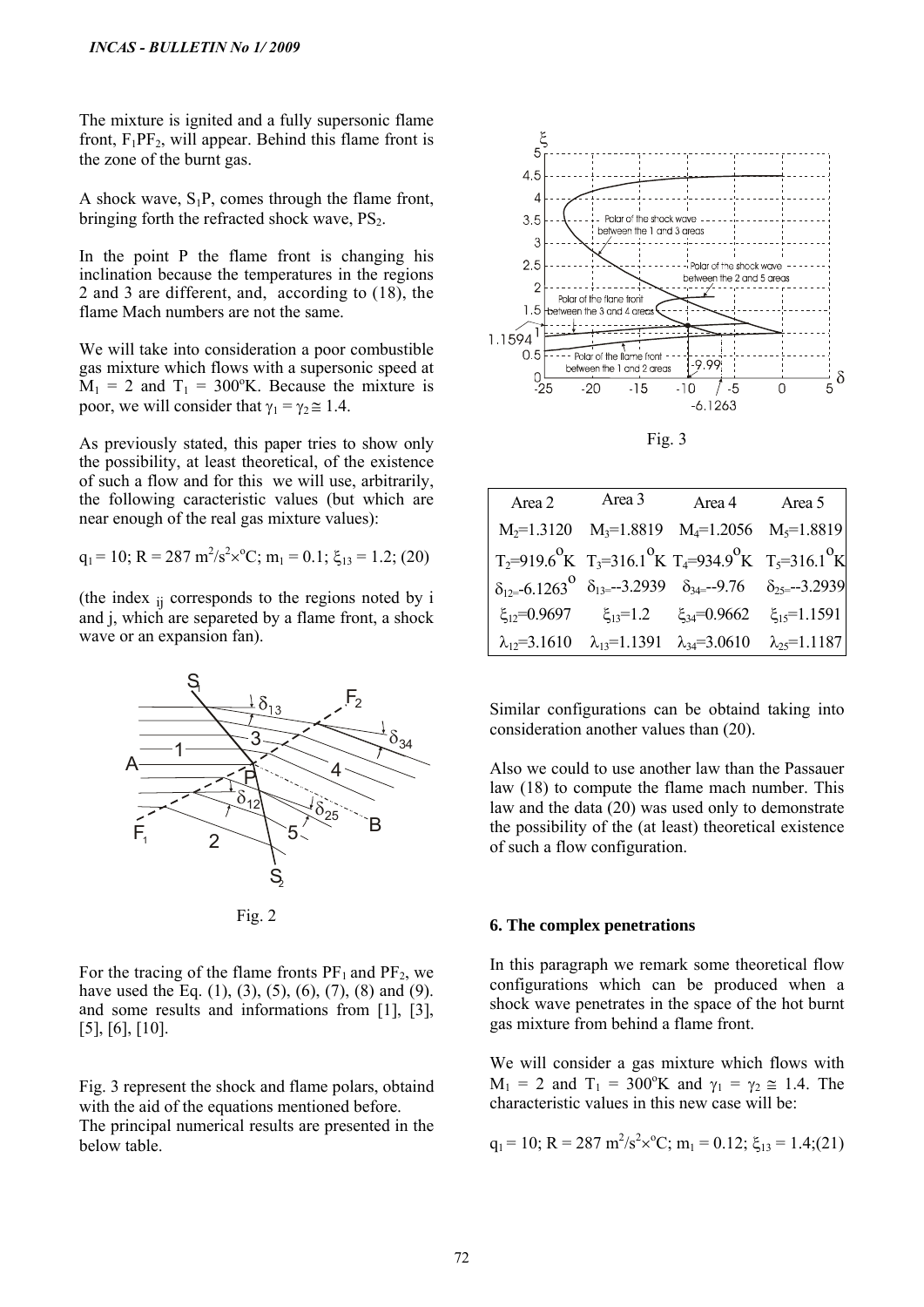The mixture is ignited and a fully supersonic flame front, $F_1PF_2$, will appear. Behind this flame front is the zone of the burnt gas.

A shock wave, $S_1P$, comes through the flame front, bringing forth the refracted shock wave, $PS_2$.

In the point P the flame front is changing his inclination because the temperatures in the regions 2 and 3 are different, and, according to (18), the flame Mach numbers are not the same.

We will take into consideration a poor combustible gas mixture which flows with a supersonic speed at $M_1 = 2$ and $T_1 = 300^oK$. Because the mixture is poor, we will consider that $\gamma_1 = \gamma_2 \cong 1.4$.

As previously stated, this paper tries to show only the possibility, at least theoretical, of the existence of such a flow and for this we will use, arbitrarily, the following caracteristic values (but which are near enough of the real gas mixture values):

$q_1 = 10$; $R = 287\ m^2/s^2 \times {}^oC$; $m_1 = 0.1$; $\xi_{13} = 1.2$; (20)

(the index $_{ij}$ corresponds to the regions noted by i and j, which are separeted by a flame front, a shock wave or an expansion fan).

Fig. 2

For the tracing of the flame fronts $PF_1$ and $PF_2$, we have used the Eq. (1), (3), (5), (6), (7), (8) and (9). and some results and informations from [1], [3], [5], [6], [10].

Fig. 3 represent the shock and flame polars, obtaind with the aid of the equations mentioned before.
The principal numerical results are presented in the below table.

Fig. 3

| Area 2 | Area 3 | Area 4 | Area 5 |
|---|---|---|---|
| $M_2$=1.3120 | $M_3$=1.8819 | $M_4$=1.2056 | $M_5$=1.8819 |
| $T_2$=919.6$^o$K | $T_3$=316.1$^o$K | $T_4$=934.9$^o$K | $T_5$=316.1$^o$K |
| $\delta_{12}$=-6.1263$^o$ | $\delta_{13}$=--3.2939 | $\delta_{34}$=--9.76 | $\delta_{25}$=--3.2939 |
| $\xi_{12}$=0.9697 | $\xi_{13}$=1.2 | $\xi_{34}$=0.9662 | $\xi_{15}$=1.1591 |
| $\lambda_{12}$=3.1610 | $\lambda_{13}$=1.1391 | $\lambda_{34}$=3.0610 | $\lambda_{25}$=1.1187 |

Similar configurations can be obtaind taking into consideration another values than (20).

Also we could to use another law than the Passauer law (18) to compute the flame mach number. This law and the data (20) was used only to demonstrate the possibility of the (at least) theoretical existence of such a flow configuration.

## 6. The complex penetrations

In this paragraph we remark some theoretical flow configurations which can be produced when a shock wave penetrates in the space of the hot burnt gas mixture from behind a flame front.

We will consider a gas mixture which flows with $M_1 = 2$ and $T_1 = 300^oK$ and $\gamma_1 = \gamma_2 \cong 1.4$. The characteristic values in this new case will be:

$q_1 = 10$; $R = 287\ m^2/s^2 \times {}^oC$; $m_1 = 0.12$; $\xi_{13} = 1.4$;(21)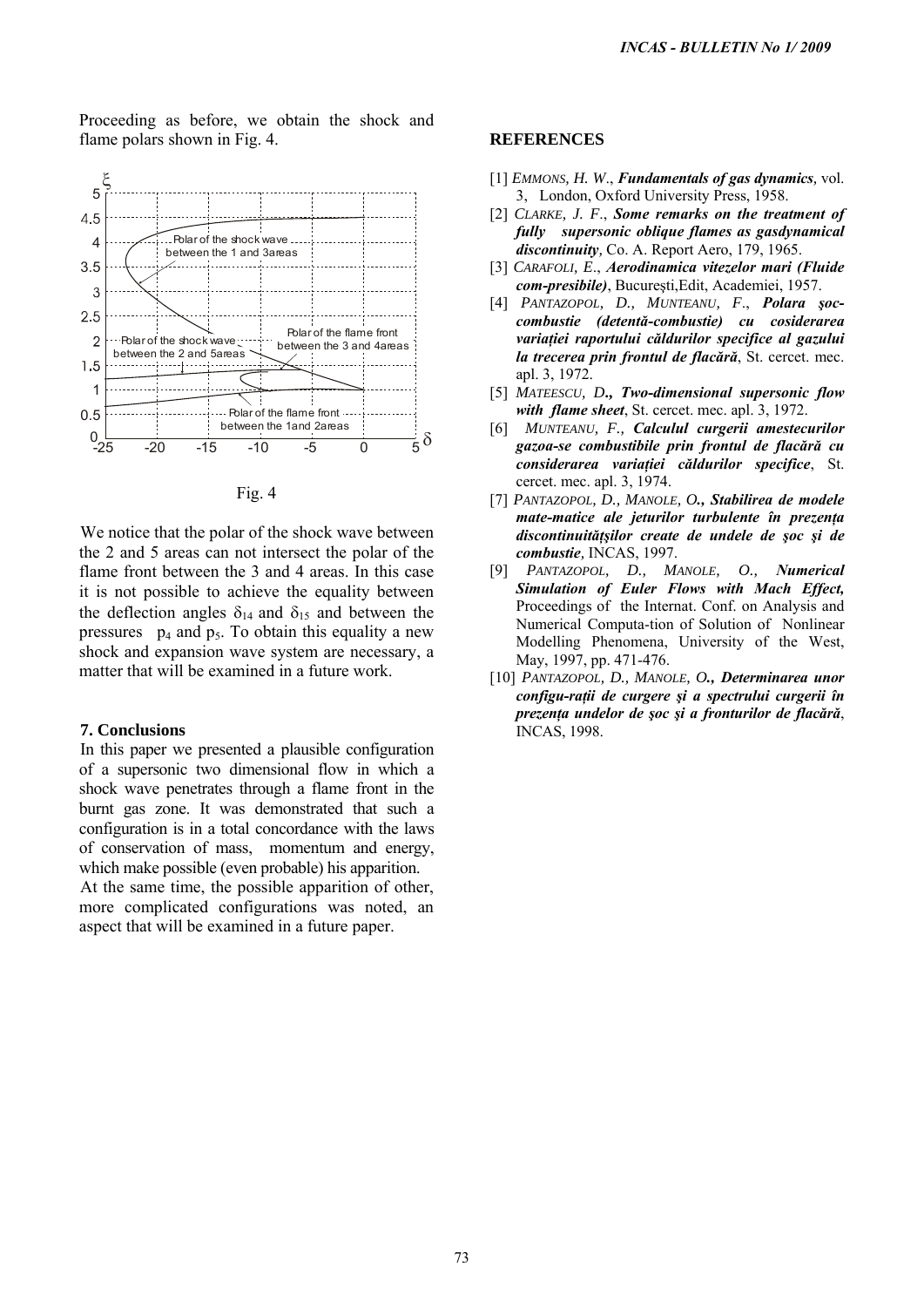Proceeding as before, we obtain the shock and flame polars shown in Fig. 4.

ξ

5
4.5
4
3.5
3
2.5
2
1.5
1
0.5
0

-25 -20 -15 -10 -5 0 5 δ

Polar of the shock wave between the 1 and 3areas

Polar of the shock wave between the 2 and 5areas

Polar of the flame front between the 3 and 4areas

Polar of the flame front between the 1and 2areas

Fig. 4

We notice that the polar of the shock wave between the 2 and 5 areas can not intersect the polar of the flame front between the 3 and 4 areas. In this case it is not possible to achieve the equality between the deflection angles $\delta_{14}$ and $\delta_{15}$ and between the pressures $p_4$ and $p_5$. To obtain this equality a new shock and expansion wave system are necessary, a matter that will be examined in a future work.

## 7. Conclusions

In this paper we presented a plausible configuration of a supersonic two dimensional flow in which a shock wave penetrates through a flame front in the burnt gas zone. It was demonstrated that such a configuration is in a total concordance with the laws of conservation of mass, momentum and energy, which make possible (even probable) his apparition.

At the same time, the possible apparition of other, more complicated configurations was noted, an aspect that will be examined in a future paper.

## REFERENCES

[1] *EMMONS, H. W*., ***Fundamentals of gas dynamics,*** vol. 3, London, Oxford University Press, 1958.

[2] *CLARKE, J. F*., ***Some remarks on the treatment of fully supersonic oblique flames as gasdynamical discontinuity,*** Co. A. Report Aero, 179, 1965.

[3] *CARAFOLI, E*., ***Aerodinamica vitezelor mari (Fluide com-presibile)***, Bucureşti,Edit, Academiei, 1957.

[4] *PANTAZOPOL, D., MUNTEANU, F*., ***Polara şoc-combustie (detentă-combustie) cu cosiderarea variaţiei raportului căldurilor specifice al gazului la trecerea prin frontul de flacără***, St. cercet. mec. apl. 3, 1972.

[5] *MATEESCU, D.,* ***Two-dimensional supersonic flow with flame sheet***, St. cercet. mec. apl. 3, 1972.

[6] *MUNTEANU, F.,* ***Calculul curgerii amestecurilor gazoa-se combustibile prin frontul de flacără cu considerarea variaţiei căldurilor specifice***, St. cercet. mec. apl. 3, 1974.

[7] *PANTAZOPOL, D., MANOLE, O.,* ***Stabilirea de modele mate-matice ale jeturilor turbulente în prezenţa discontinuităţşilor create de undele de şoc şi de combustie,*** INCAS, 1997.

[9] *PANTAZOPOL, D., MANOLE, O.,* ***Numerical Simulation of Euler Flows with Mach Effect,*** Proceedings of the Internat. Conf. on Analysis and Numerical Computa-tion of Solution of Nonlinear Modelling Phenomena, University of the West, May, 1997, pp. 471-476.

[10] *PANTAZOPOL, D., MANOLE, O.,* ***Determinarea unor configu-raţii de curgere şi a spectrului curgerii în prezenţa undelor de şoc şi a fronturilor de flacără***, INCAS, 1998.